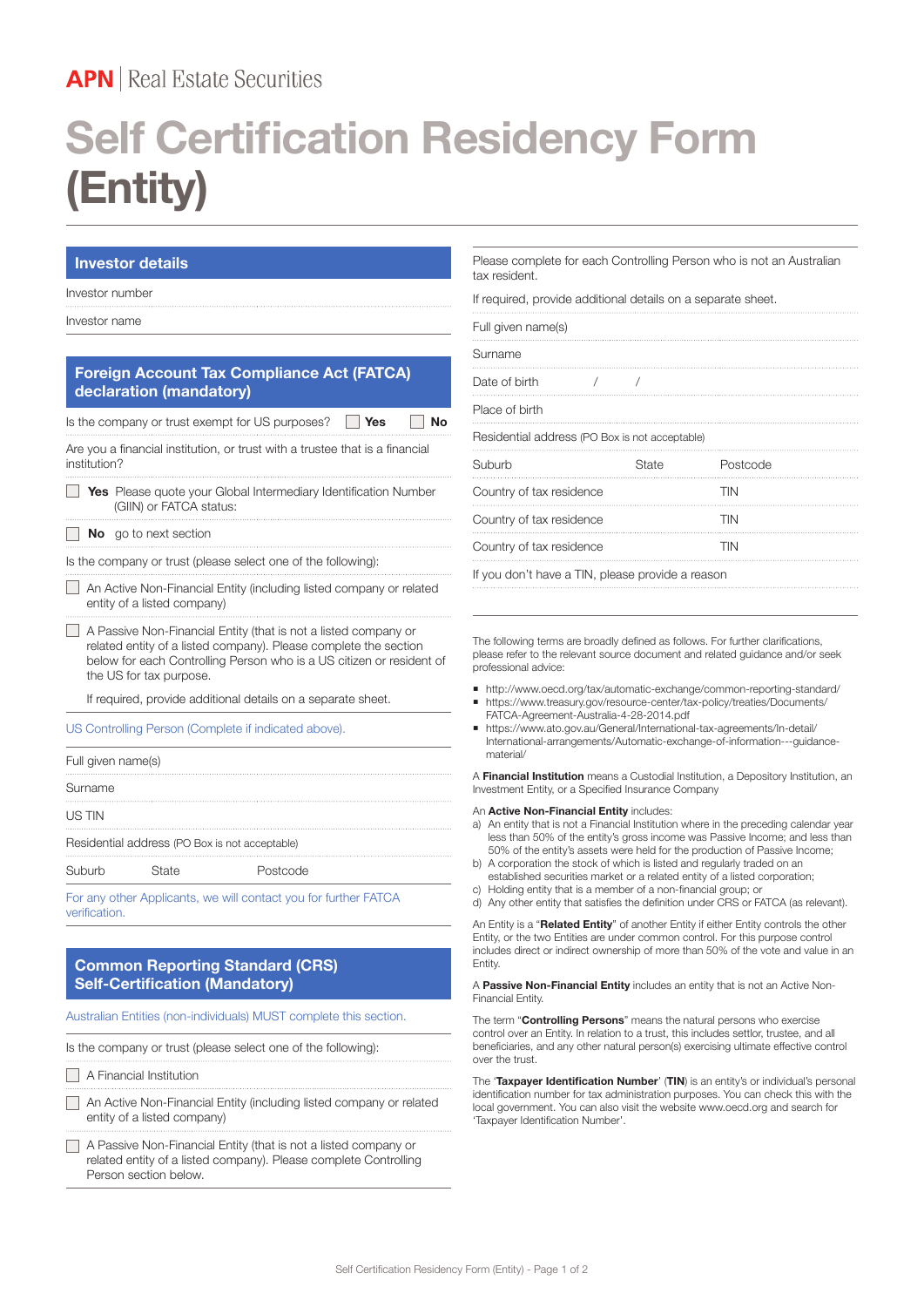APN | Real Estate Securities

# Self Certification Residency Form (Entity)

## Investor details

Investor number

Investor name

## Foreign Account Tax Compliance Act (FATCA) declaration (mandatory)

Is the company or trust exempt for US purposes? ☐ **Yes** ☐ **No**

Are you a financial institution, or trust with a trustee that is a financial institution?

☐ **Yes** Please quote your Global Intermediary Identification Number (GIIN) or FATCA status:

☐ **No** go to next section

Is the company or trust (please select one of the following):

☐ An Active Non-Financial Entity (including listed company or related entity of a listed company)

☐ A Passive Non-Financial Entity (that is not a listed company or related entity of a listed company). Please complete the section below for each Controlling Person who is a US citizen or resident of the US for tax purpose.

If required, provide additional details on a separate sheet.

US Controlling Person (Complete if indicated above).

Full given name(s)

Surname

US TIN

Residential address (PO Box is not acceptable)

Suburb State Postcode

For any other Applicants, we will contact you for further FATCA verification.

## Common Reporting Standard (CRS) Self-Certification (Mandatory)

Australian Entities (non-individuals) MUST complete this section.

Is the company or trust (please select one of the following):

☐ A Financial Institution

☐ An Active Non-Financial Entity (including listed company or related entity of a listed company)

☐ A Passive Non-Financial Entity (that is not a listed company or related entity of a listed company). Please complete Controlling Person section below.

Please complete for each Controlling Person who is not an Australian tax resident.

If required, provide additional details on a separate sheet.

Full given name(s)

Surname

Date of birth / /

Place of birth

Residential address (PO Box is not acceptable)

Suburb State Postcode

Country of tax residence TIN

Country of tax residence TIN

Country of tax residence TIN

If you don't have a TIN, please provide a reason

The following terms are broadly defined as follows. For further clarifications, please refer to the relevant source document and related guidance and/or seek professional advice:

- http://www.oecd.org/tax/automatic-exchange/common-reporting-standard/
- https://www.treasury.gov/resource-center/tax-policy/treaties/Documents/FATCA-Agreement-Australia-4-28-2014.pdf
- https://www.ato.gov.au/General/International-tax-agreements/In-detail/International-arrangements/Automatic-exchange-of-information---guidance-material/

A **Financial Institution** means a Custodial Institution, a Depository Institution, an Investment Entity, or a Specified Insurance Company

An **Active Non-Financial Entity** includes:

a) An entity that is not a Financial Institution where in the preceding calendar year less than 50% of the entity's gross income was Passive Income; and less than 50% of the entity's assets were held for the production of Passive Income;
b) A corporation the stock of which is listed and regularly traded on an established securities market or a related entity of a listed corporation;
c) Holding entity that is a member of a non-financial group; or
d) Any other entity that satisfies the definition under CRS or FATCA (as relevant).

An Entity is a "**Related Entity**" of another Entity if either Entity controls the other Entity, or the two Entities are under common control. For this purpose control includes direct or indirect ownership of more than 50% of the vote and value in an Entity.

A **Passive Non-Financial Entity** includes an entity that is not an Active Non-Financial Entity.

The term "**Controlling Persons**" means the natural persons who exercise control over an Entity. In relation to a trust, this includes settlor, trustee, and all beneficiaries, and any other natural person(s) exercising ultimate effective control over the trust.

The '**Taxpayer Identification Number**' (**TIN**) is an entity's or individual's personal identification number for tax administration purposes. You can check this with the local government. You can also visit the website www.oecd.org and search for 'Taxpayer Identification Number'.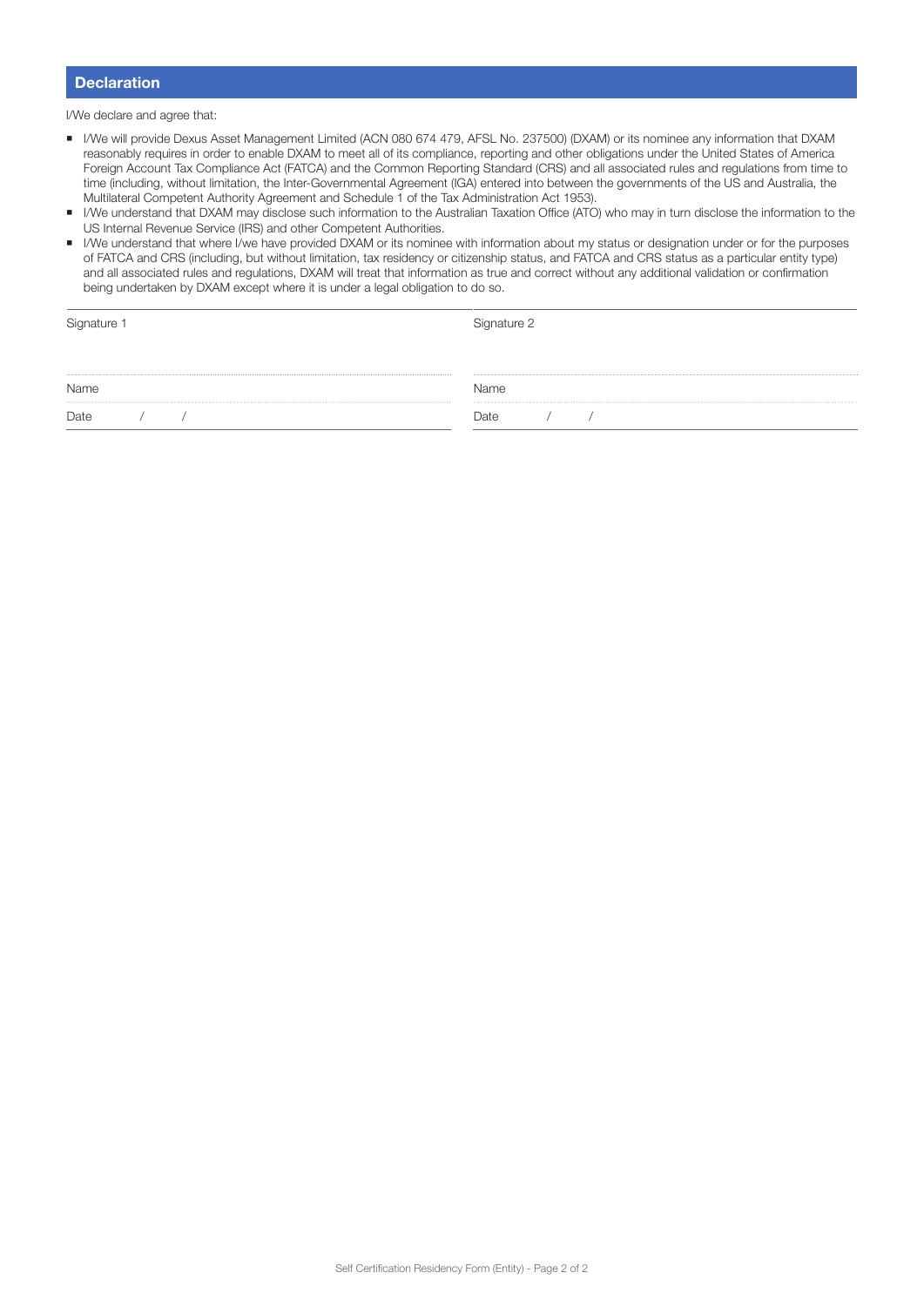## Declaration

I/We declare and agree that:

- I/We will provide Dexus Asset Management Limited (ACN 080 674 479, AFSL No. 237500) (DXAM) or its nominee any information that DXAM reasonably requires in order to enable DXAM to meet all of its compliance, reporting and other obligations under the United States of America Foreign Account Tax Compliance Act (FATCA) and the Common Reporting Standard (CRS) and all associated rules and regulations from time to time (including, without limitation, the Inter-Governmental Agreement (IGA) entered into between the governments of the US and Australia, the Multilateral Competent Authority Agreement and Schedule 1 of the Tax Administration Act 1953).
- I/We understand that DXAM may disclose such information to the Australian Taxation Office (ATO) who may in turn disclose the information to the US Internal Revenue Service (IRS) and other Competent Authorities.
- I/We understand that where I/we have provided DXAM or its nominee with information about my status or designation under or for the purposes of FATCA and CRS (including, but without limitation, tax residency or citizenship status, and FATCA and CRS status as a particular entity type) and all associated rules and regulations, DXAM will treat that information as true and correct without any additional validation or confirmation being undertaken by DXAM except where it is under a legal obligation to do so.

| | |
|---|---|
| Signature 1 | Signature 2 |
| Name | Name |
| Date / / | Date / / |